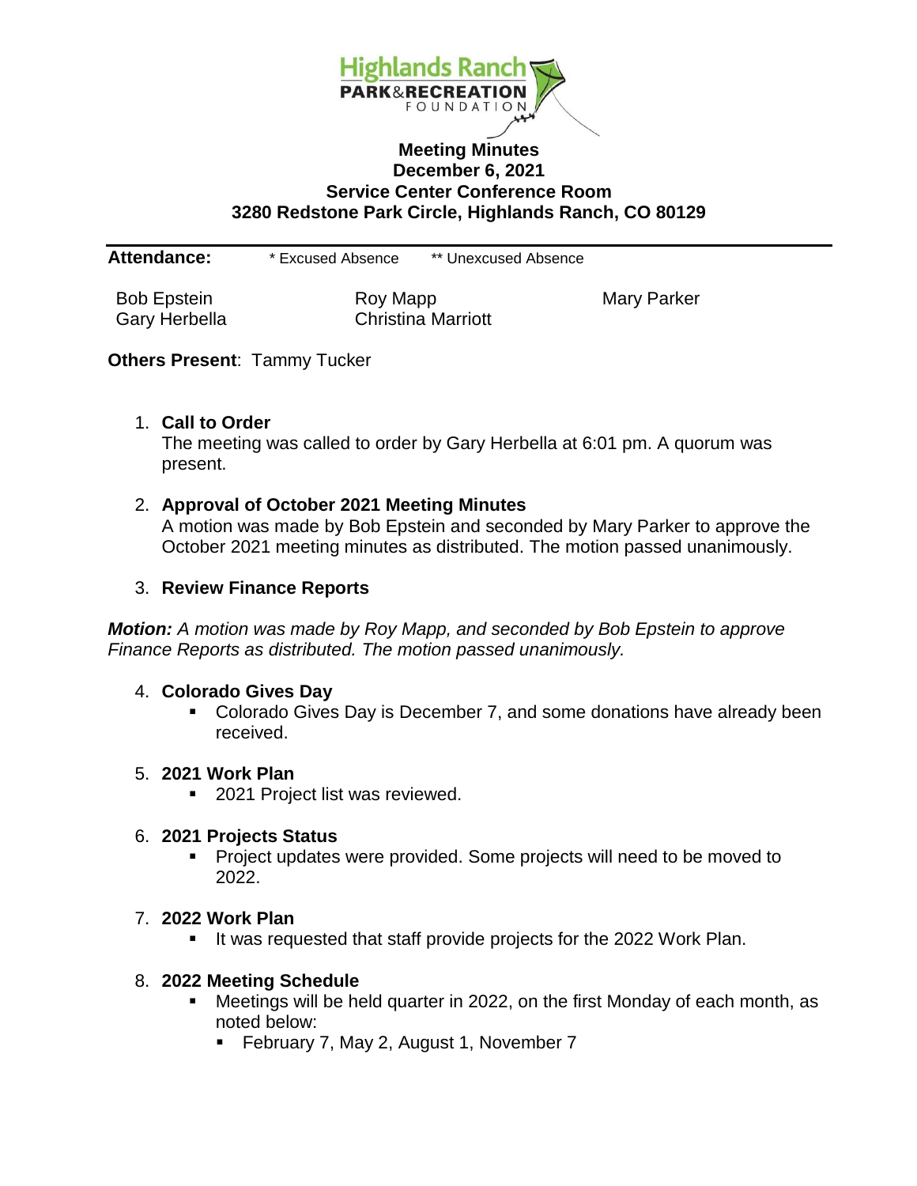Highlands Ranch PARK&RECREATION FOUNDATION

# Meeting Minutes
## December 6, 2021
## Service Center Conference Room
## 3280 Redstone Park Circle, Highlands Ranch, CO 80129

**Attendance:** * Excused Absence ** Unexcused Absence

| | | |
|---|---|---|
| Bob Epstein | Roy Mapp | Mary Parker |
| Gary Herbella | Christina Marriott | |

**Others Present**: Tammy Tucker

1. **Call to Order**
   The meeting was called to order by Gary Herbella at 6:01 pm. A quorum was present.

2. **Approval of October 2021 Meeting Minutes**
   A motion was made by Bob Epstein and seconded by Mary Parker to approve the October 2021 meeting minutes as distributed. The motion passed unanimously.

3. **Review Finance Reports**

***Motion:*** *A motion was made by Roy Mapp, and seconded by Bob Epstein to approve Finance Reports as distributed. The motion passed unanimously.*

4. **Colorado Gives Day**
   - Colorado Gives Day is December 7, and some donations have already been received.

5. **2021 Work Plan**
   - 2021 Project list was reviewed.

6. **2021 Projects Status**
   - Project updates were provided. Some projects will need to be moved to 2022.

7. **2022 Work Plan**
   - It was requested that staff provide projects for the 2022 Work Plan.

8. **2022 Meeting Schedule**
   - Meetings will be held quarter in 2022, on the first Monday of each month, as noted below:
     - February 7, May 2, August 1, November 7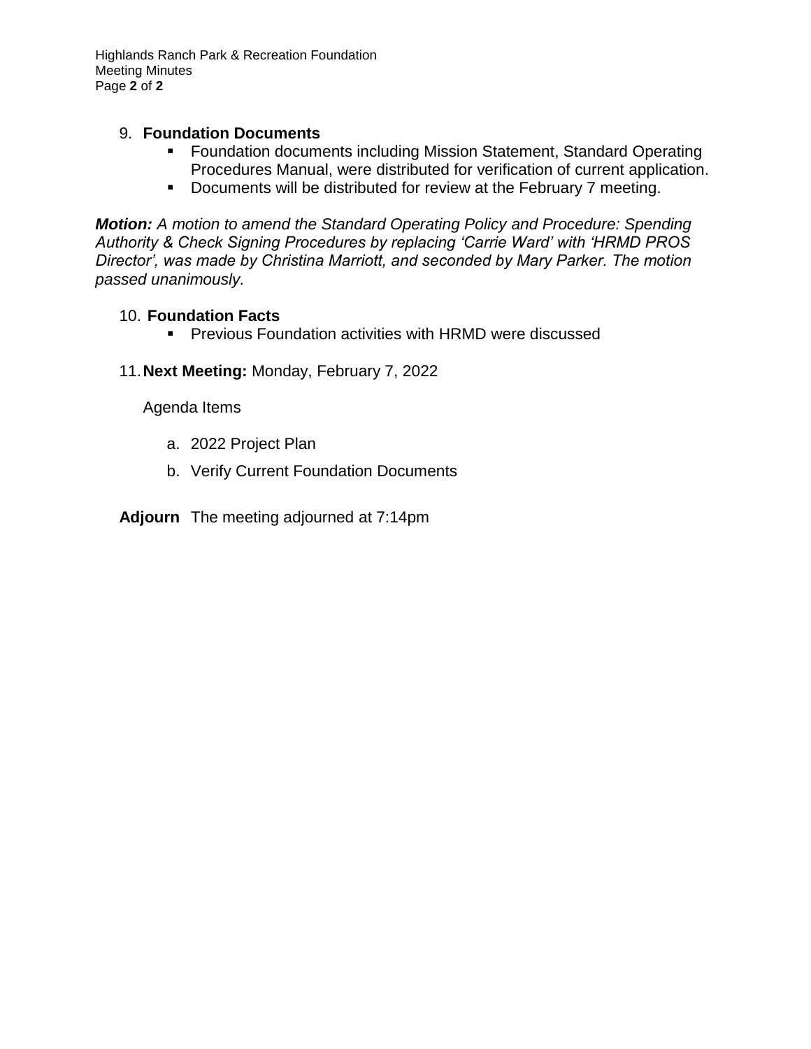9. **Foundation Documents**
   - Foundation documents including Mission Statement, Standard Operating Procedures Manual, were distributed for verification of current application.
   - Documents will be distributed for review at the February 7 meeting.

***Motion:*** *A motion to amend the Standard Operating Policy and Procedure: Spending Authority & Check Signing Procedures by replacing 'Carrie Ward' with 'HRMD PROS Director', was made by Christina Marriott, and seconded by Mary Parker. The motion passed unanimously.*

10. **Foundation Facts**
    - Previous Foundation activities with HRMD were discussed

11. **Next Meeting:** Monday, February 7, 2022

    Agenda Items

    a. 2022 Project Plan

    b. Verify Current Foundation Documents

**Adjourn** The meeting adjourned at 7:14pm